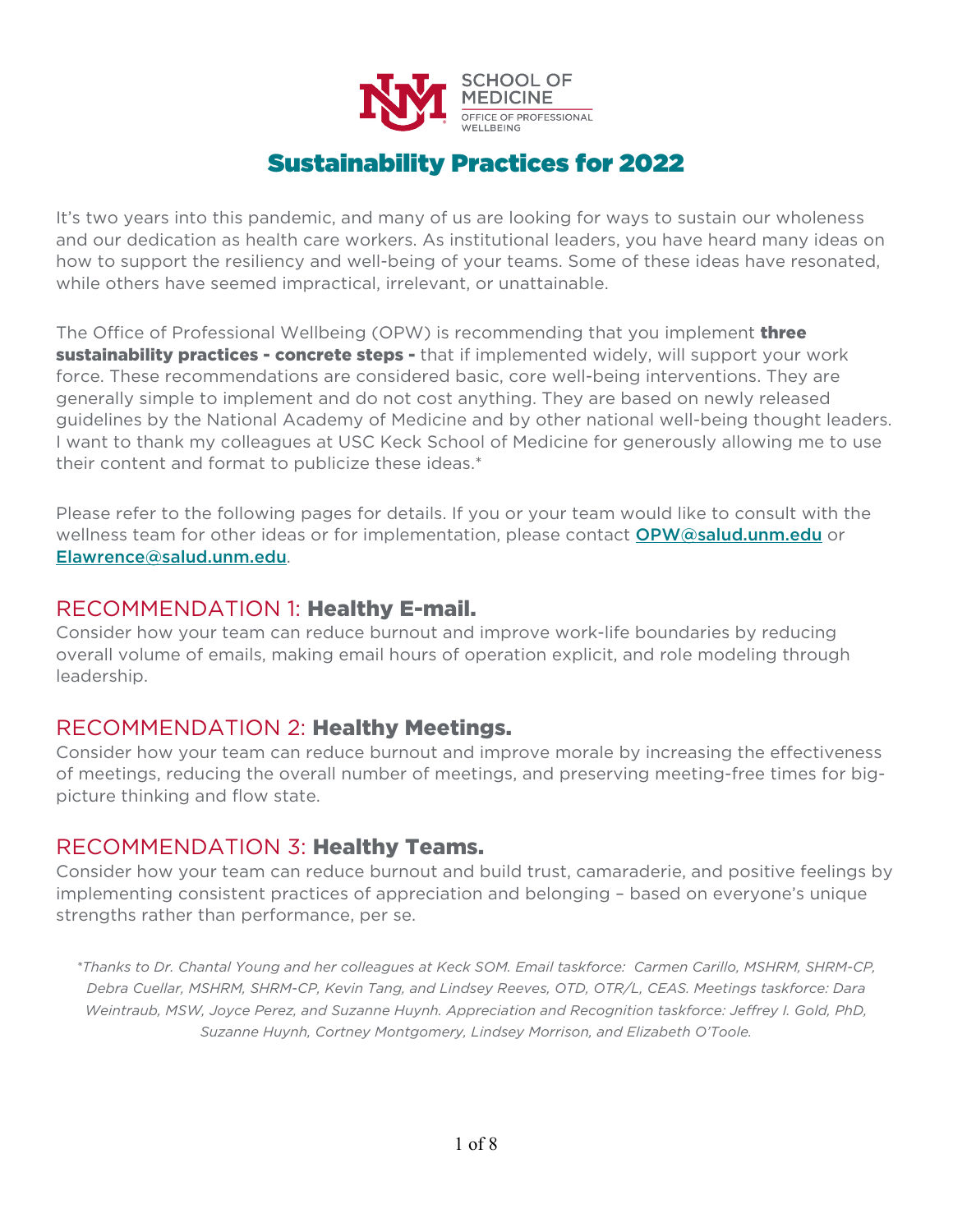SCHOOL OF MEDICINE
OFFICE OF PROFESSIONAL WELLBEING

# Sustainability Practices for 2022

It's two years into this pandemic, and many of us are looking for ways to sustain our wholeness and our dedication as health care workers. As institutional leaders, you have heard many ideas on how to support the resiliency and well-being of your teams. Some of these ideas have resonated, while others have seemed impractical, irrelevant, or unattainable.

The Office of Professional Wellbeing (OPW) is recommending that you implement **three sustainability practices - concrete steps -** that if implemented widely, will support your work force. These recommendations are considered basic, core well-being interventions. They are generally simple to implement and do not cost anything. They are based on newly released guidelines by the National Academy of Medicine and by other national well-being thought leaders. I want to thank my colleagues at USC Keck School of Medicine for generously allowing me to use their content and format to publicize these ideas.*

Please refer to the following pages for details. If you or your team would like to consult with the wellness team for other ideas or for implementation, please contact OPW@salud.unm.edu or Elawrence@salud.unm.edu.

## RECOMMENDATION 1: **Healthy E-mail.**

Consider how your team can reduce burnout and improve work-life boundaries by reducing overall volume of emails, making email hours of operation explicit, and role modeling through leadership.

## RECOMMENDATION 2: **Healthy Meetings.**

Consider how your team can reduce burnout and improve morale by increasing the effectiveness of meetings, reducing the overall number of meetings, and preserving meeting-free times for big-picture thinking and flow state.

## RECOMMENDATION 3: **Healthy Teams.**

Consider how your team can reduce burnout and build trust, camaraderie, and positive feelings by implementing consistent practices of appreciation and belonging – based on everyone's unique strengths rather than performance, per se.

*\*Thanks to Dr. Chantal Young and her colleagues at Keck SOM. Email taskforce: Carmen Carillo, MSHRM, SHRM-CP, Debra Cuellar, MSHRM, SHRM-CP, Kevin Tang, and Lindsey Reeves, OTD, OTR/L, CEAS. Meetings taskforce: Dara Weintraub, MSW, Joyce Perez, and Suzanne Huynh. Appreciation and Recognition taskforce: Jeffrey I. Gold, PhD, Suzanne Huynh, Cortney Montgomery, Lindsey Morrison, and Elizabeth O'Toole.*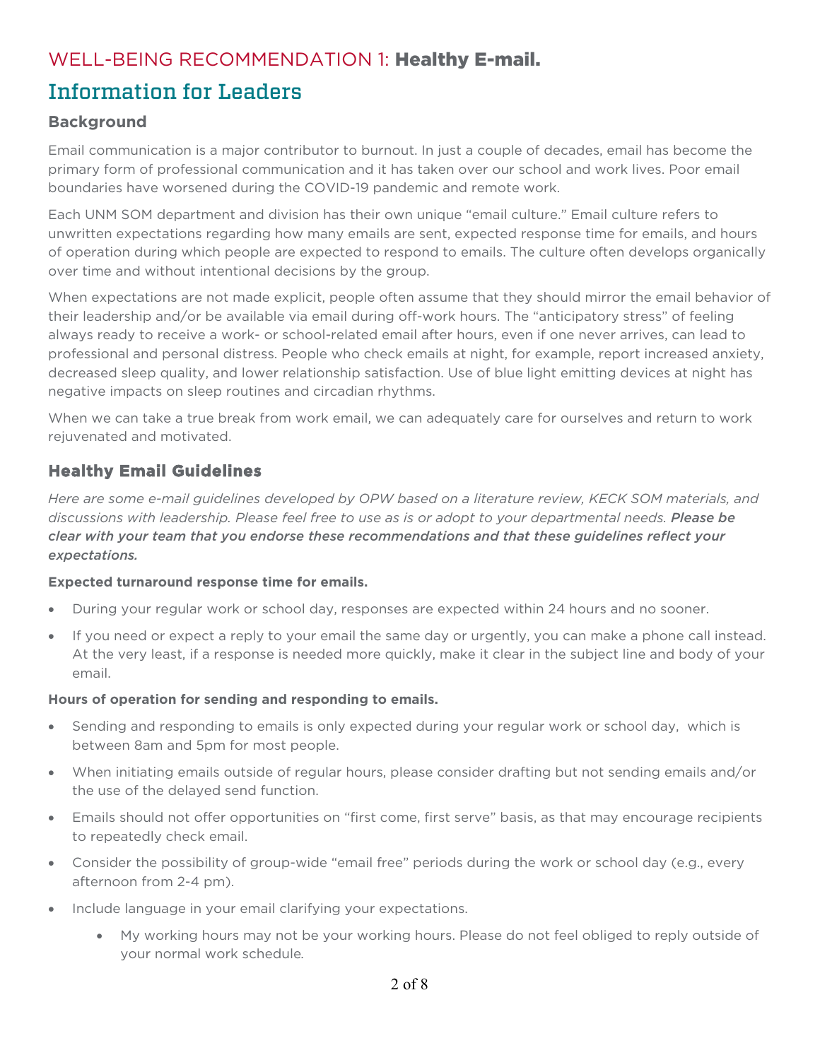# WELL-BEING RECOMMENDATION 1: **Healthy E-mail.**

## Information for Leaders

### Background

Email communication is a major contributor to burnout. In just a couple of decades, email has become the primary form of professional communication and it has taken over our school and work lives. Poor email boundaries have worsened during the COVID-19 pandemic and remote work.

Each UNM SOM department and division has their own unique "email culture." Email culture refers to unwritten expectations regarding how many emails are sent, expected response time for emails, and hours of operation during which people are expected to respond to emails. The culture often develops organically over time and without intentional decisions by the group.

When expectations are not made explicit, people often assume that they should mirror the email behavior of their leadership and/or be available via email during off-work hours. The "anticipatory stress" of feeling always ready to receive a work- or school-related email after hours, even if one never arrives, can lead to professional and personal distress. People who check emails at night, for example, report increased anxiety, decreased sleep quality, and lower relationship satisfaction. Use of blue light emitting devices at night has negative impacts on sleep routines and circadian rhythms.

When we can take a true break from work email, we can adequately care for ourselves and return to work rejuvenated and motivated.

### Healthy Email Guidelines

*Here are some e-mail guidelines developed by OPW based on a literature review, KECK SOM materials, and discussions with leadership. Please feel free to use as is or adopt to your departmental needs.* ***Please be clear with your team that you endorse these recommendations and that these guidelines reflect your expectations.***

**Expected turnaround response time for emails.**

- During your regular work or school day, responses are expected within 24 hours and no sooner.
- If you need or expect a reply to your email the same day or urgently, you can make a phone call instead. At the very least, if a response is needed more quickly, make it clear in the subject line and body of your email.

**Hours of operation for sending and responding to emails.**

- Sending and responding to emails is only expected during your regular work or school day, which is between 8am and 5pm for most people.
- When initiating emails outside of regular hours, please consider drafting but not sending emails and/or the use of the delayed send function.
- Emails should not offer opportunities on "first come, first serve" basis, as that may encourage recipients to repeatedly check email.
- Consider the possibility of group-wide "email free" periods during the work or school day (e.g., every afternoon from 2-4 pm).
- Include language in your email clarifying your expectations.
  - My working hours may not be your working hours. Please do not feel obliged to reply outside of your normal work schedule.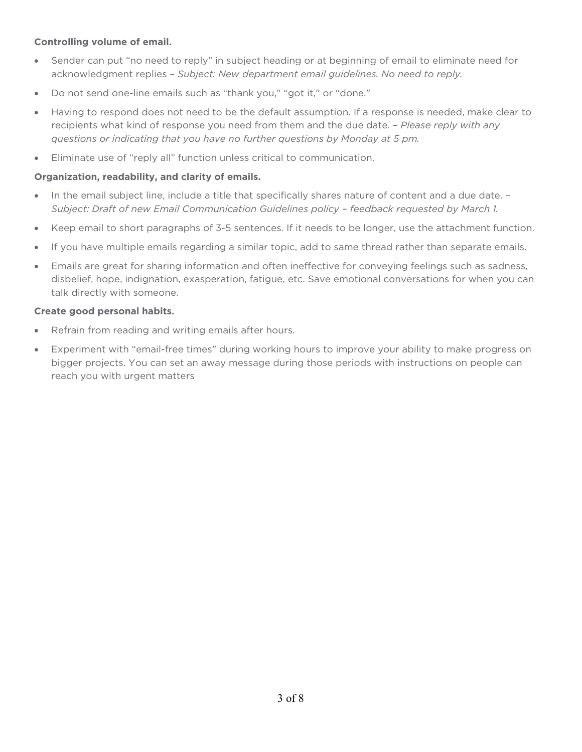**Controlling volume of email.**

- Sender can put "no need to reply" in subject heading or at beginning of email to eliminate need for acknowledgment replies – *Subject: New department email guidelines. No need to reply.*
- Do not send one-line emails such as "thank you," "got it," or "done."
- Having to respond does not need to be the default assumption. If a response is needed, make clear to recipients what kind of response you need from them and the due date. – *Please reply with any questions or indicating that you have no further questions by Monday at 5 pm.*
- Eliminate use of "reply all" function unless critical to communication.

**Organization, readability, and clarity of emails.**

- In the email subject line, include a title that specifically shares nature of content and a due date. – *Subject: Draft of new Email Communication Guidelines policy – feedback requested by March 1.*
- Keep email to short paragraphs of 3-5 sentences. If it needs to be longer, use the attachment function.
- If you have multiple emails regarding a similar topic, add to same thread rather than separate emails.
- Emails are great for sharing information and often ineffective for conveying feelings such as sadness, disbelief, hope, indignation, exasperation, fatigue, etc. Save emotional conversations for when you can talk directly with someone.

**Create good personal habits.**

- Refrain from reading and writing emails after hours.
- Experiment with "email-free times" during working hours to improve your ability to make progress on bigger projects. You can set an away message during those periods with instructions on people can reach you with urgent matters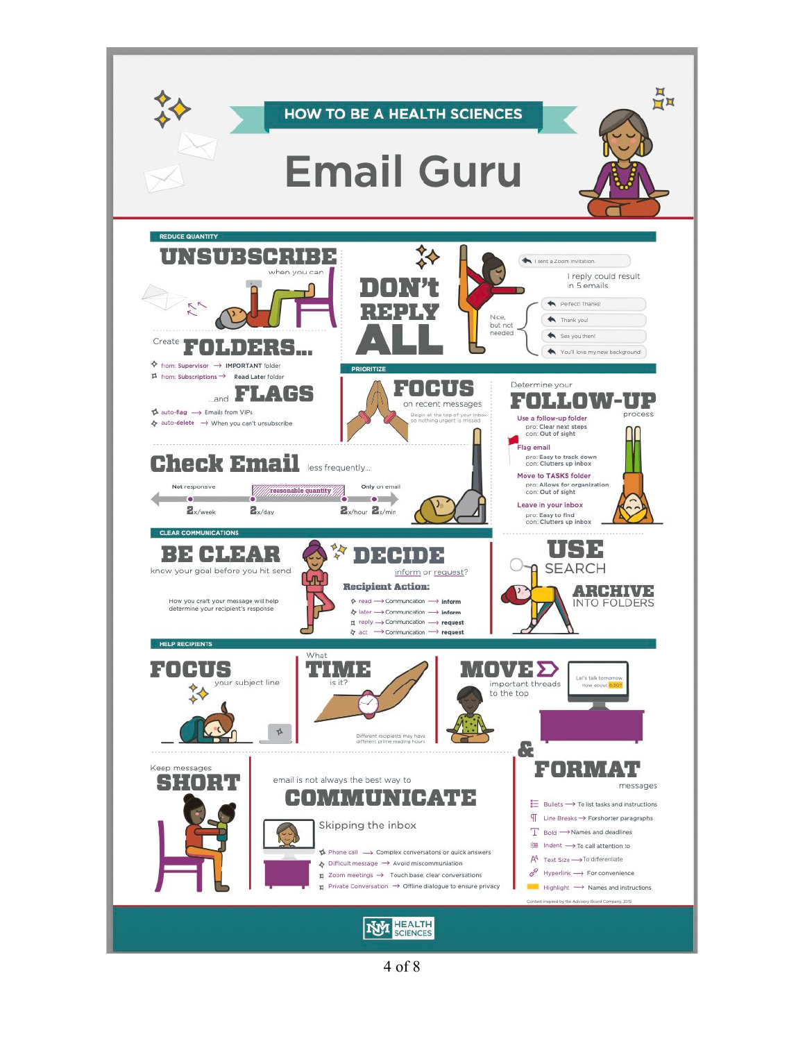# HOW TO BE A HEALTH SCIENCES Email Guru

## REDUCE QUANTITY

### UNSUBSCRIBE

when you can

### DON'T REPLY ALL

I sent a Zoom invitation.

1 reply could result in 5 emails

Nice, but not needed

- Perfect! Thanks!
- Thank you!
- See you then!
- You'll love my new background!

### Create FOLDERS...

- from: Supervisor → IMPORTANT folder
- from: Subscriptions → Read Later folder

### ...and FLAGS

- auto-flag → Emails from VIPs
- auto-delete → When you can't unsubscribe

## PRIORITIZE

### FOCUS

on recent messages

Begin at the top of your inbox so nothing urgent is missed

### Determine your FOLLOW-UP process

**Use a follow-up folder**
- pro: Clear next steps
- con: Out of sight

**Flag email**
- pro: Easy to track down
- con: Clutters up inbox

**Move to TASKS folder**
- pro: Allows for organization
- con: Out of sight

**Leave in your inbox**
- pro: Easy to find
- con: Clutters up inbox

### Check Email

less frequently...

Not responsive — reasonable quantity — Only on email

2x/week · 2x/day · 2x/hour · 2x/min

## CLEAR COMMUNICATIONS

### BE CLEAR

know your goal before you hit send

How you craft your message will help determine your recipient's response

### DECIDE

inform or request?

**Recipient Action:**

- read → Communication → inform
- later → Communication → inform
- reply → Communication → request
- act → Communication → request

### USE SEARCH

### ARCHIVE INTO FOLDERS

## HELP RECIPIENTS

### FOCUS

your subject line

### What TIME is it?

Different recipients may have different prime reading hours

### MOVE

important threads to the top

Let's talk tomorrow. How about 6:30?

### & FORMAT

messages

- Bullets → To list tasks and instructions
- Line Breaks → For shorter paragraphs
- Bold → Names and deadlines
- Indent → To call attention to
- Text Size → To differentiate
- Hyperlink → For convenience
- Highlight → Names and instructions

### Keep messages SHORT

### email is not always the best way to COMMUNICATE

Skipping the inbox

- Phone call → Complex conversations or quick answers
- Difficult message → Avoid miscommunication
- Zoom meetings → Touch base, clear conversations
- Private Conversation → Offline dialogue to ensure privacy

Content inspired by the Advisory Board Company, 2015

UNM HEALTH SCIENCES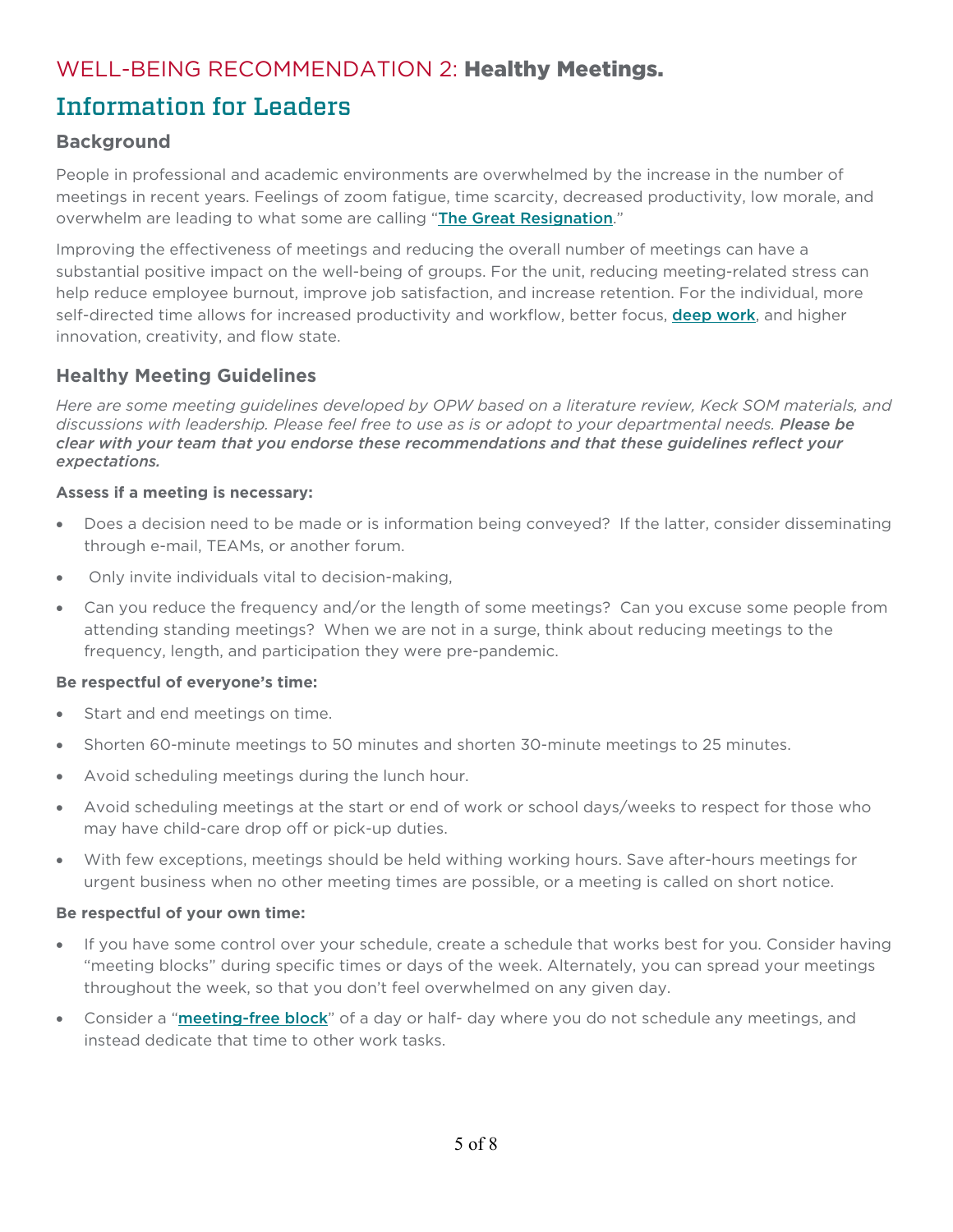# WELL-BEING RECOMMENDATION 2: **Healthy Meetings.**

## Information for Leaders

### Background

People in professional and academic environments are overwhelmed by the increase in the number of meetings in recent years. Feelings of zoom fatigue, time scarcity, decreased productivity, low morale, and overwhelm are leading to what some are calling "**The Great Resignation**."

Improving the effectiveness of meetings and reducing the overall number of meetings can have a substantial positive impact on the well-being of groups. For the unit, reducing meeting-related stress can help reduce employee burnout, improve job satisfaction, and increase retention. For the individual, more self-directed time allows for increased productivity and workflow, better focus, **deep work**, and higher innovation, creativity, and flow state.

### Healthy Meeting Guidelines

*Here are some meeting guidelines developed by OPW based on a literature review, Keck SOM materials, and discussions with leadership. Please feel free to use as is or adopt to your departmental needs.* ***Please be clear with your team that you endorse these recommendations and that these guidelines reflect your expectations.***

**Assess if a meeting is necessary:**

- Does a decision need to be made or is information being conveyed? If the latter, consider disseminating through e-mail, TEAMs, or another forum.
- Only invite individuals vital to decision-making,
- Can you reduce the frequency and/or the length of some meetings? Can you excuse some people from attending standing meetings? When we are not in a surge, think about reducing meetings to the frequency, length, and participation they were pre-pandemic.

**Be respectful of everyone's time:**

- Start and end meetings on time.
- Shorten 60-minute meetings to 50 minutes and shorten 30-minute meetings to 25 minutes.
- Avoid scheduling meetings during the lunch hour.
- Avoid scheduling meetings at the start or end of work or school days/weeks to respect for those who may have child-care drop off or pick-up duties.
- With few exceptions, meetings should be held withing working hours. Save after-hours meetings for urgent business when no other meeting times are possible, or a meeting is called on short notice.

**Be respectful of your own time:**

- If you have some control over your schedule, create a schedule that works best for you. Consider having "meeting blocks" during specific times or days of the week. Alternately, you can spread your meetings throughout the week, so that you don't feel overwhelmed on any given day.
- Consider a "**meeting-free block**" of a day or half- day where you do not schedule any meetings, and instead dedicate that time to other work tasks.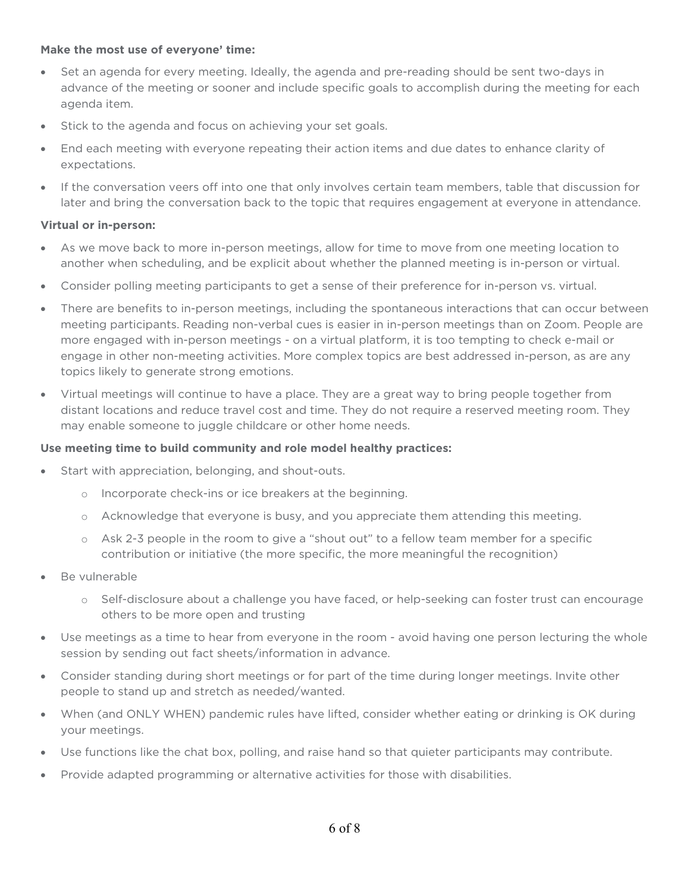**Make the most use of everyone' time:**

- Set an agenda for every meeting. Ideally, the agenda and pre-reading should be sent two-days in advance of the meeting or sooner and include specific goals to accomplish during the meeting for each agenda item.
- Stick to the agenda and focus on achieving your set goals.
- End each meeting with everyone repeating their action items and due dates to enhance clarity of expectations.
- If the conversation veers off into one that only involves certain team members, table that discussion for later and bring the conversation back to the topic that requires engagement at everyone in attendance.

**Virtual or in-person:**

- As we move back to more in-person meetings, allow for time to move from one meeting location to another when scheduling, and be explicit about whether the planned meeting is in-person or virtual.
- Consider polling meeting participants to get a sense of their preference for in-person vs. virtual.
- There are benefits to in-person meetings, including the spontaneous interactions that can occur between meeting participants. Reading non-verbal cues is easier in in-person meetings than on Zoom. People are more engaged with in-person meetings - on a virtual platform, it is too tempting to check e-mail or engage in other non-meeting activities. More complex topics are best addressed in-person, as are any topics likely to generate strong emotions.
- Virtual meetings will continue to have a place. They are a great way to bring people together from distant locations and reduce travel cost and time. They do not require a reserved meeting room. They may enable someone to juggle childcare or other home needs.

**Use meeting time to build community and role model healthy practices:**

- Start with appreciation, belonging, and shout-outs.
  - Incorporate check-ins or ice breakers at the beginning.
  - Acknowledge that everyone is busy, and you appreciate them attending this meeting.
  - Ask 2-3 people in the room to give a "shout out" to a fellow team member for a specific contribution or initiative (the more specific, the more meaningful the recognition)
- Be vulnerable
  - Self-disclosure about a challenge you have faced, or help-seeking can foster trust can encourage others to be more open and trusting
- Use meetings as a time to hear from everyone in the room - avoid having one person lecturing the whole session by sending out fact sheets/information in advance.
- Consider standing during short meetings or for part of the time during longer meetings. Invite other people to stand up and stretch as needed/wanted.
- When (and ONLY WHEN) pandemic rules have lifted, consider whether eating or drinking is OK during your meetings.
- Use functions like the chat box, polling, and raise hand so that quieter participants may contribute.
- Provide adapted programming or alternative activities for those with disabilities.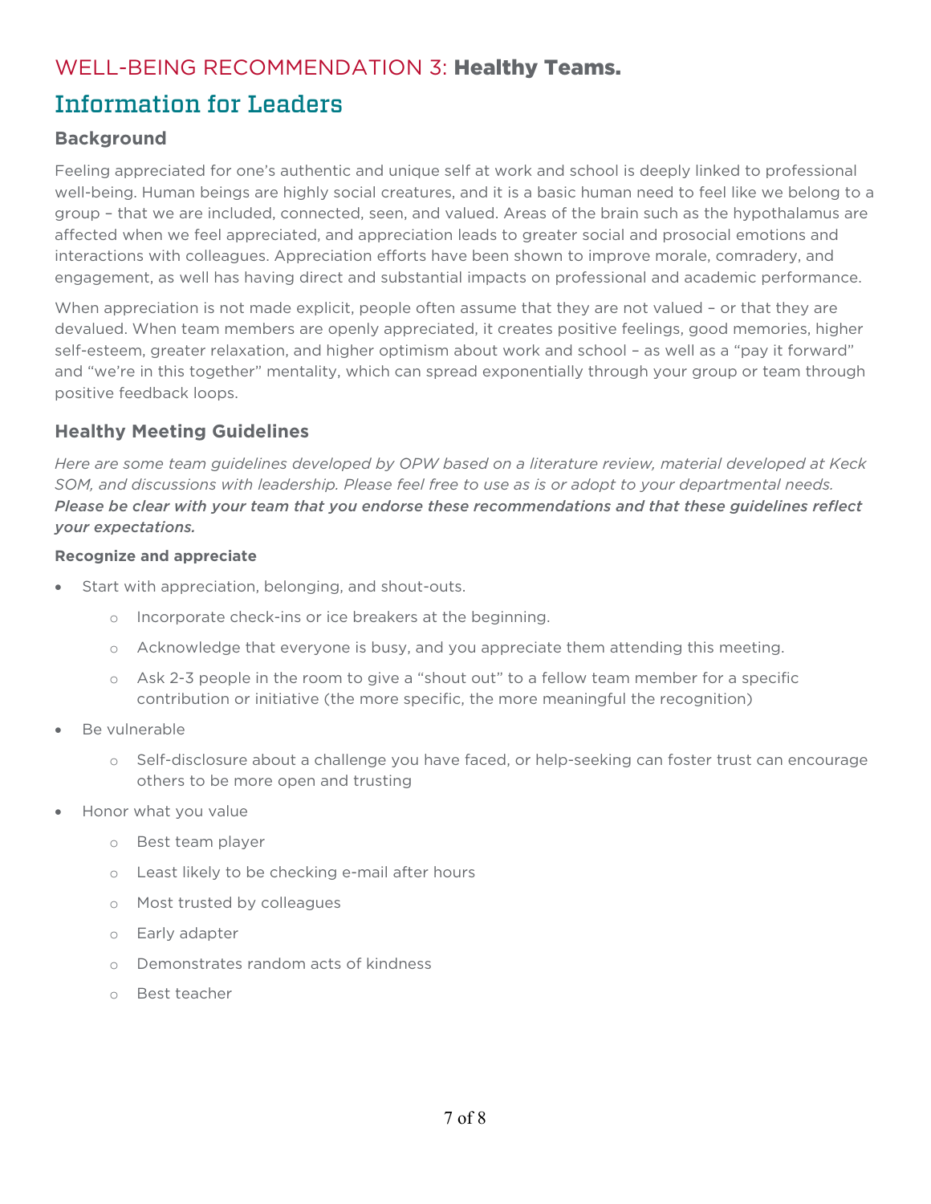# WELL-BEING RECOMMENDATION 3: **Healthy Teams.**

## Information for Leaders

### Background

Feeling appreciated for one's authentic and unique self at work and school is deeply linked to professional well-being. Human beings are highly social creatures, and it is a basic human need to feel like we belong to a group – that we are included, connected, seen, and valued. Areas of the brain such as the hypothalamus are affected when we feel appreciated, and appreciation leads to greater social and prosocial emotions and interactions with colleagues. Appreciation efforts have been shown to improve morale, comradery, and engagement, as well has having direct and substantial impacts on professional and academic performance.

When appreciation is not made explicit, people often assume that they are not valued – or that they are devalued. When team members are openly appreciated, it creates positive feelings, good memories, higher self-esteem, greater relaxation, and higher optimism about work and school – as well as a "pay it forward" and "we're in this together" mentality, which can spread exponentially through your group or team through positive feedback loops.

### Healthy Meeting Guidelines

*Here are some team guidelines developed by OPW based on a literature review, material developed at Keck SOM, and discussions with leadership. Please feel free to use as is or adopt to your departmental needs.* ***Please be clear with your team that you endorse these recommendations and that these guidelines reflect your expectations.***

**Recognize and appreciate**

- Start with appreciation, belonging, and shout-outs.
    - Incorporate check-ins or ice breakers at the beginning.
    - Acknowledge that everyone is busy, and you appreciate them attending this meeting.
    - Ask 2-3 people in the room to give a "shout out" to a fellow team member for a specific contribution or initiative (the more specific, the more meaningful the recognition)
- Be vulnerable
    - Self-disclosure about a challenge you have faced, or help-seeking can foster trust can encourage others to be more open and trusting
- Honor what you value
    - Best team player
    - Least likely to be checking e-mail after hours
    - Most trusted by colleagues
    - Early adapter
    - Demonstrates random acts of kindness
    - Best teacher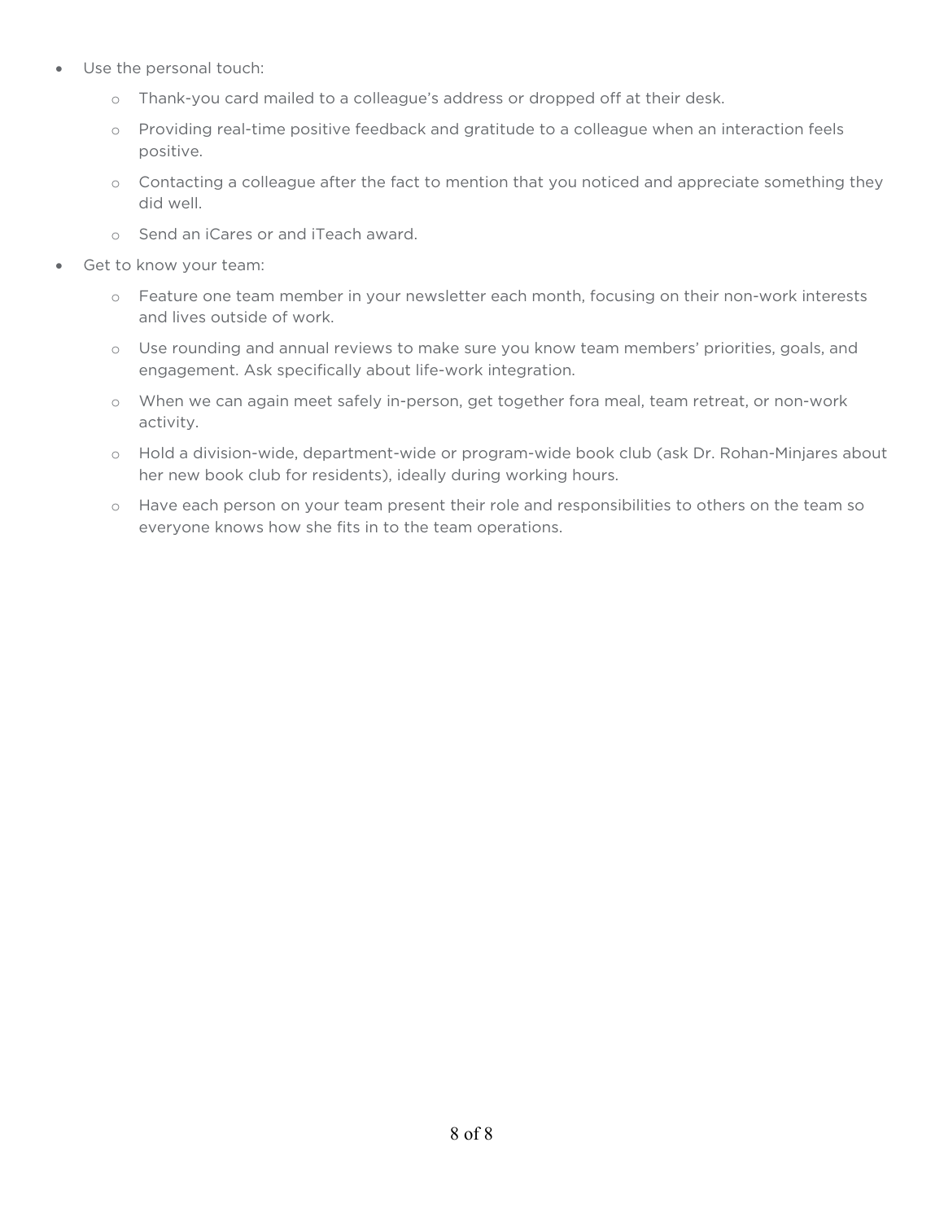- Use the personal touch:
  - Thank-you card mailed to a colleague's address or dropped off at their desk.
  - Providing real-time positive feedback and gratitude to a colleague when an interaction feels positive.
  - Contacting a colleague after the fact to mention that you noticed and appreciate something they did well.
  - Send an iCares or and iTeach award.
- Get to know your team:
  - Feature one team member in your newsletter each month, focusing on their non-work interests and lives outside of work.
  - Use rounding and annual reviews to make sure you know team members' priorities, goals, and engagement. Ask specifically about life-work integration.
  - When we can again meet safely in-person, get together fora meal, team retreat, or non-work activity.
  - Hold a division-wide, department-wide or program-wide book club (ask Dr. Rohan-Minjares about her new book club for residents), ideally during working hours.
  - Have each person on your team present their role and responsibilities to others on the team so everyone knows how she fits in to the team operations.